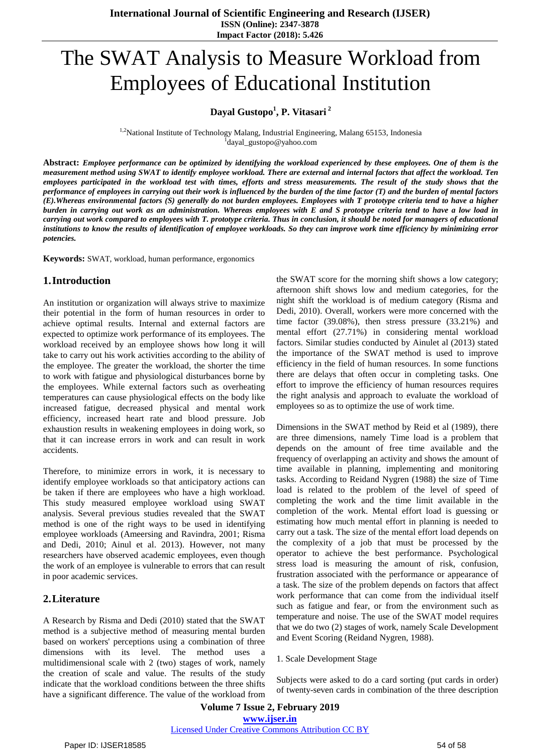# The SWAT Analysis to Measure Workload from Employees of Educational Institution

**Dayal Gustopo[1], P. Vitasari[2]**

[1,2]National Institute of Technology Malang, Industrial Engineering, Malang 65153, Indonesia
[1]dayal_gustopo@yahoo.com

**Abstract:** ***Employee performance can be optimized by identifying the workload experienced by these employees. One of them is the measurement method using SWAT to identify employee workload. There are external and internal factors that affect the workload. Ten employees participated in the workload test with times, efforts and stress measurements. The result of the study shows that the performance of employees in carrying out their work is influenced by the burden of the time factor (T) and the burden of mental factors (E).Whereas environmental factors (S) generally do not burden employees. Employees with T prototype criteria tend to have a higher burden in carrying out work as an administration. Whereas employees with E and S prototype criteria tend to have a low load in carrying out work compared to employees with T. prototype criteria. Thus in conclusion, it should be noted for managers of educational institutions to know the results of identification of employee workloads. So they can improve work time efficiency by minimizing error potencies.***

**Keywords:** SWAT, workload, human performance, ergonomics

## 1. Introduction

An institution or organization will always strive to maximize their potential in the form of human resources in order to achieve optimal results. Internal and external factors are expected to optimize work performance of its employees. The workload received by an employee shows how long it will take to carry out his work activities according to the ability of the employee. The greater the workload, the shorter the time to work with fatigue and physiological disturbances borne by the employees. While external factors such as overheating temperatures can cause physiological effects on the body like increased fatigue, decreased physical and mental work efficiency, increased heart rate and blood pressure. Job exhaustion results in weakening employees in doing work, so that it can increase errors in work and can result in work accidents.

Therefore, to minimize errors in work, it is necessary to identify employee workloads so that anticipatory actions can be taken if there are employees who have a high workload. This study measured employee workload using SWAT analysis. Several previous studies revealed that the SWAT method is one of the right ways to be used in identifying employee workloads (Ameersing and Ravindra, 2001; Risma and Dedi, 2010; Ainul et al. 2013). However, not many researchers have observed academic employees, even though the work of an employee is vulnerable to errors that can result in poor academic services.

## 2. Literature

A Research by Risma and Dedi (2010) stated that the SWAT method is a subjective method of measuring mental burden based on workers' perceptions using a combination of three dimensions with its level. The method uses a multidimensional scale with 2 (two) stages of work, namely the creation of scale and value. The results of the study indicate that the workload conditions between the three shifts have a significant difference. The value of the workload from the SWAT score for the morning shift shows a low category; afternoon shift shows low and medium categories, for the night shift the workload is of medium category (Risma and Dedi, 2010). Overall, workers were more concerned with the time factor (39.08%), then stress pressure (33.21%) and mental effort (27.71%) in considering mental workload factors. Similar studies conducted by Ainulet al (2013) stated the importance of the SWAT method is used to improve efficiency in the field of human resources. In some functions there are delays that often occur in completing tasks. One effort to improve the efficiency of human resources requires the right analysis and approach to evaluate the workload of employees so as to optimize the use of work time.

Dimensions in the SWAT method by Reid et al (1989), there are three dimensions, namely Time load is a problem that depends on the amount of free time available and the frequency of overlapping an activity and shows the amount of time available in planning, implementing and monitoring tasks. According to Reidand Nygren (1988) the size of Time load is related to the problem of the level of speed of completing the work and the time limit available in the completion of the work. Mental effort load is guessing or estimating how much mental effort in planning is needed to carry out a task. The size of the mental effort load depends on the complexity of a job that must be processed by the operator to achieve the best performance. Psychological stress load is measuring the amount of risk, confusion, frustration associated with the performance or appearance of a task. The size of the problem depends on factors that affect work performance that can come from the individual itself such as fatigue and fear, or from the environment such as temperature and noise. The use of the SWAT model requires that we do two (2) stages of work, namely Scale Development and Event Scoring (Reidand Nygren, 1988).

1. Scale Development Stage

Subjects were asked to do a card sorting (put cards in order) of twenty-seven cards in combination of the three description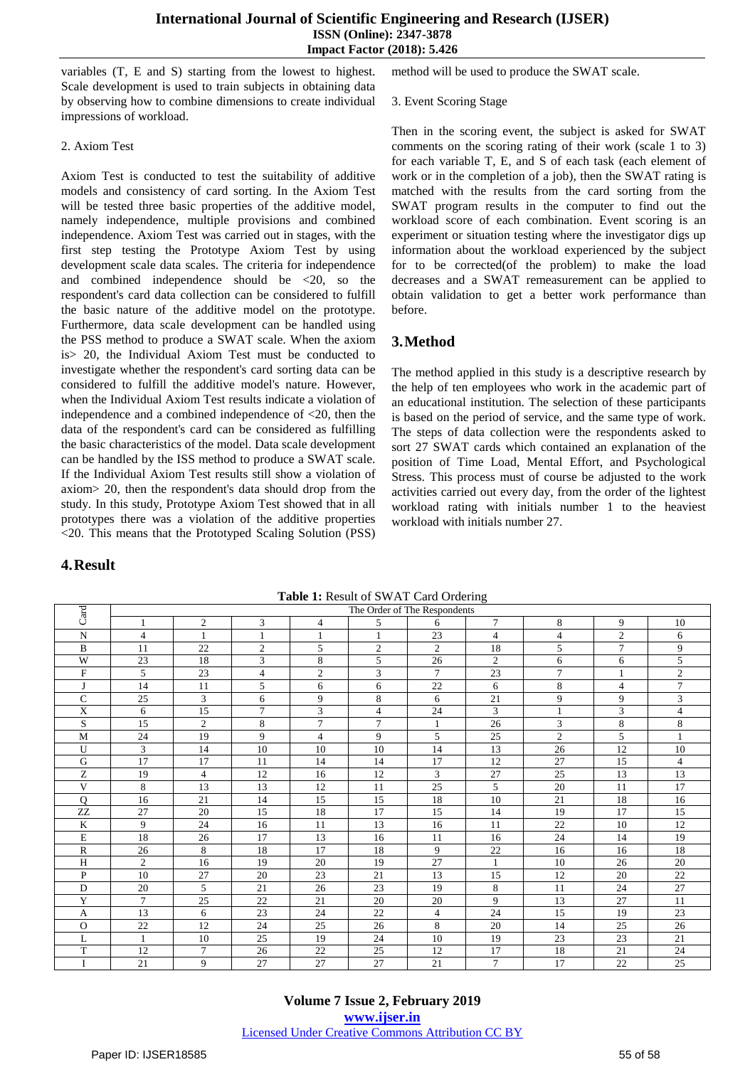variables (T, E and S) starting from the lowest to highest. Scale development is used to train subjects in obtaining data by observing how to combine dimensions to create individual impressions of workload.

2. Axiom Test

Axiom Test is conducted to test the suitability of additive models and consistency of card sorting. In the Axiom Test will be tested three basic properties of the additive model, namely independence, multiple provisions and combined independence. Axiom Test was carried out in stages, with the first step testing the Prototype Axiom Test by using development scale data scales. The criteria for independence and combined independence should be <20, so the respondent's card data collection can be considered to fulfill the basic nature of the additive model on the prototype. Furthermore, data scale development can be handled using the PSS method to produce a SWAT scale. When the axiom is> 20, the Individual Axiom Test must be conducted to investigate whether the respondent's card sorting data can be considered to fulfill the additive model's nature. However, when the Individual Axiom Test results indicate a violation of independence and a combined independence of <20, then the data of the respondent's card can be considered as fulfilling the basic characteristics of the model. Data scale development can be handled by the ISS method to produce a SWAT scale. If the Individual Axiom Test results still show a violation of axiom> 20, then the respondent's data should drop from the study. In this study, Prototype Axiom Test showed that in all prototypes there was a violation of the additive properties <20. This means that the Prototyped Scaling Solution (PSS) method will be used to produce the SWAT scale.

3. Event Scoring Stage

Then in the scoring event, the subject is asked for SWAT comments on the scoring rating of their work (scale 1 to 3) for each variable T, E, and S of each task (each element of work or in the completion of a job), then the SWAT rating is matched with the results from the card sorting from the SWAT program results in the computer to find out the workload score of each combination. Event scoring is an experiment or situation testing where the investigator digs up information about the workload experienced by the subject for to be corrected(of the problem) to make the load decreases and a SWAT remeasurement can be applied to obtain validation to get a better work performance than before.

## 3. Method

The method applied in this study is a descriptive research by the help of ten employees who work in the academic part of an educational institution. The selection of these participants is based on the period of service, and the same type of work. The steps of data collection were the respondents asked to sort 27 SWAT cards which contained an explanation of the position of Time Load, Mental Effort, and Psychological Stress. This process must of course be adjusted to the work activities carried out every day, from the order of the lightest workload rating with initials number 1 to the heaviest workload with initials number 27.

## 4. Result

**Table 1:** Result of SWAT Card Ordering

| Card | The Order of The Respondents | | | | | | | | | |
|---|---|---|---|---|---|---|---|---|---|---|
| | 1 | 2 | 3 | 4 | 5 | 6 | 7 | 8 | 9 | 10 |
| N | 4 | 1 | 1 | 1 | 1 | 23 | 4 | 4 | 2 | 6 |
| B | 11 | 22 | 2 | 5 | 2 | 2 | 18 | 5 | 7 | 9 |
| W | 23 | 18 | 3 | 8 | 5 | 26 | 2 | 6 | 6 | 5 |
| F | 5 | 23 | 4 | 2 | 3 | 7 | 23 | 7 | 1 | 2 |
| J | 14 | 11 | 5 | 6 | 6 | 22 | 6 | 8 | 4 | 7 |
| C | 25 | 3 | 6 | 9 | 8 | 6 | 21 | 9 | 9 | 3 |
| X | 6 | 15 | 7 | 3 | 4 | 24 | 3 | 1 | 3 | 4 |
| S | 15 | 2 | 8 | 7 | 7 | 1 | 26 | 3 | 8 | 8 |
| M | 24 | 19 | 9 | 4 | 9 | 5 | 25 | 2 | 5 | 1 |
| U | 3 | 14 | 10 | 10 | 10 | 14 | 13 | 26 | 12 | 10 |
| G | 17 | 17 | 11 | 14 | 14 | 17 | 12 | 27 | 15 | 4 |
| Z | 19 | 4 | 12 | 16 | 12 | 3 | 27 | 25 | 13 | 13 |
| V | 8 | 13 | 13 | 12 | 11 | 25 | 5 | 20 | 11 | 17 |
| Q | 16 | 21 | 14 | 15 | 15 | 18 | 10 | 21 | 18 | 16 |
| ZZ | 27 | 20 | 15 | 18 | 17 | 15 | 14 | 19 | 17 | 15 |
| K | 9 | 24 | 16 | 11 | 13 | 16 | 11 | 22 | 10 | 12 |
| E | 18 | 26 | 17 | 13 | 16 | 11 | 16 | 24 | 14 | 19 |
| R | 26 | 8 | 18 | 17 | 18 | 9 | 22 | 16 | 16 | 18 |
| H | 2 | 16 | 19 | 20 | 19 | 27 | 1 | 10 | 26 | 20 |
| P | 10 | 27 | 20 | 23 | 21 | 13 | 15 | 12 | 20 | 22 |
| D | 20 | 5 | 21 | 26 | 23 | 19 | 8 | 11 | 24 | 27 |
| Y | 7 | 25 | 22 | 21 | 20 | 20 | 9 | 13 | 27 | 11 |
| A | 13 | 6 | 23 | 24 | 22 | 4 | 24 | 15 | 19 | 23 |
| O | 22 | 12 | 24 | 25 | 26 | 8 | 20 | 14 | 25 | 26 |
| L | 1 | 10 | 25 | 19 | 24 | 10 | 19 | 23 | 23 | 21 |
| T | 12 | 7 | 26 | 22 | 25 | 12 | 17 | 18 | 21 | 24 |
| I | 21 | 9 | 27 | 27 | 27 | 21 | 7 | 17 | 22 | 25 |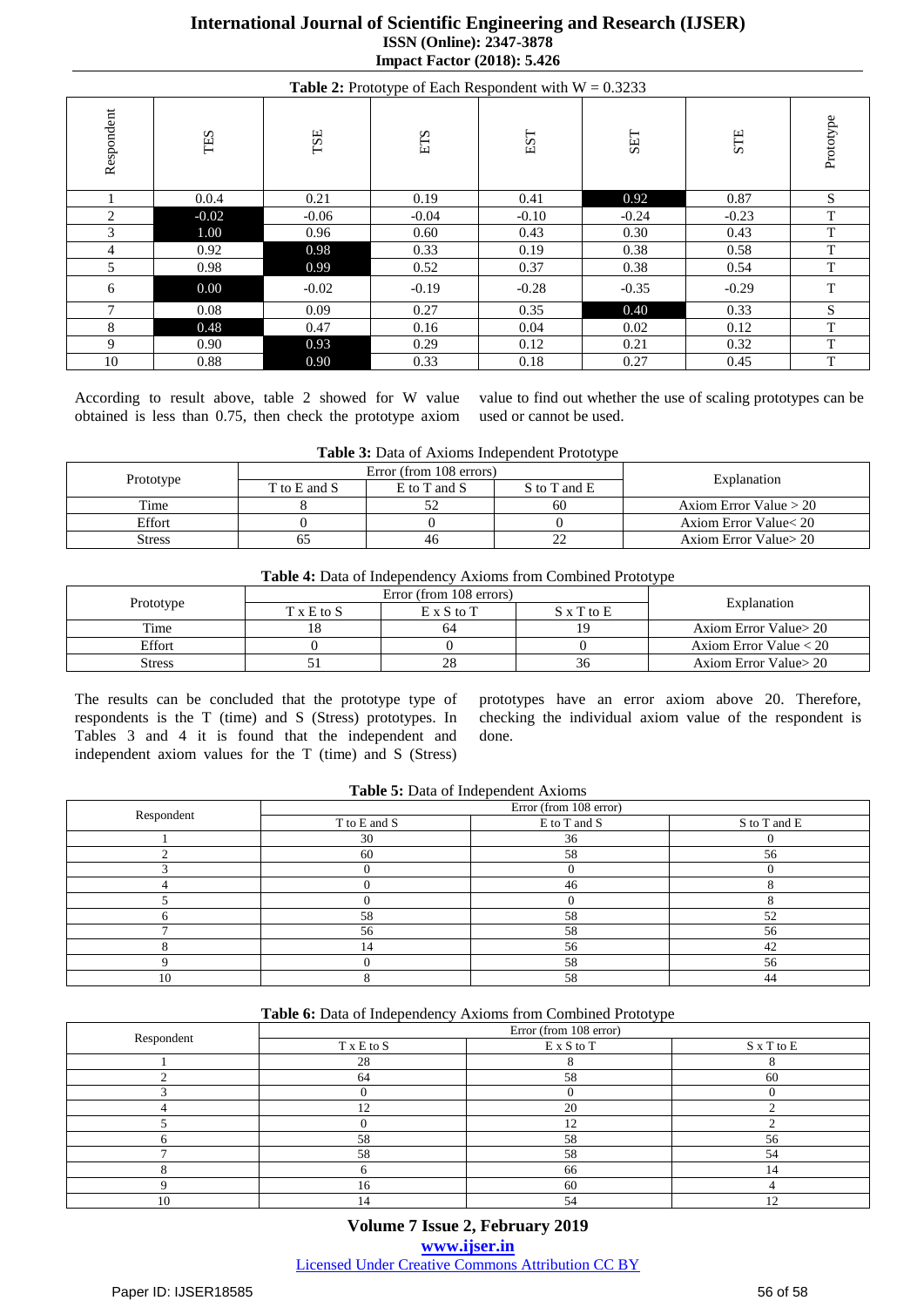**Table 2:** Prototype of Each Respondent with W = 0.3233

| Respondent | TES | TSE | ETS | EST | SET | STE | Prototype |
|---|---|---|---|---|---|---|---|
| 1 | 0.0.4 | 0.21 | 0.19 | 0.41 | 0.92 | 0.87 | S |
| 2 | -0.02 | -0.06 | -0.04 | -0.10 | -0.24 | -0.23 | T |
| 3 | 1.00 | 0.96 | 0.60 | 0.43 | 0.30 | 0.43 | T |
| 4 | 0.92 | 0.98 | 0.33 | 0.19 | 0.38 | 0.58 | T |
| 5 | 0.98 | 0.99 | 0.52 | 0.37 | 0.38 | 0.54 | T |
| 6 | 0.00 | -0.02 | -0.19 | -0.28 | -0.35 | -0.29 | T |
| 7 | 0.08 | 0.09 | 0.27 | 0.35 | 0.40 | 0.33 | S |
| 8 | 0.48 | 0.47 | 0.16 | 0.04 | 0.02 | 0.12 | T |
| 9 | 0.90 | 0.93 | 0.29 | 0.12 | 0.21 | 0.32 | T |
| 10 | 0.88 | 0.90 | 0.33 | 0.18 | 0.27 | 0.45 | T |

According to result above, table 2 showed for W value obtained is less than 0.75, then check the prototype axiom value to find out whether the use of scaling prototypes can be used or cannot be used.

**Table 3:** Data of Axioms Independent Prototype

| Prototype | Error (from 108 errors) | | | Explanation |
|---|---|---|---|---|
| | T to E and S | E to T and S | S to T and E | |
| Time | 8 | 52 | 60 | Axiom Error Value > 20 |
| Effort | 0 | 0 | 0 | Axiom Error Value< 20 |
| Stress | 65 | 46 | 22 | Axiom Error Value> 20 |

**Table 4:** Data of Independency Axioms from Combined Prototype

| Prototype | Error (from 108 errors) | | | Explanation |
|---|---|---|---|---|
| | T x E to S | E x S to T | S x T to E | |
| Time | 18 | 64 | 19 | Axiom Error Value> 20 |
| Effort | 0 | 0 | 0 | Axiom Error Value < 20 |
| Stress | 51 | 28 | 36 | Axiom Error Value> 20 |

The results can be concluded that the prototype type of respondents is the T (time) and S (Stress) prototypes. In Tables 3 and 4 it is found that the independent and independent axiom values for the T (time) and S (Stress) prototypes have an error axiom above 20. Therefore, checking the individual axiom value of the respondent is done.

**Table 5:** Data of Independent Axioms

| Respondent | Error (from 108 error) | | |
|---|---|---|---|
| | T to E and S | E to T and S | S to T and E |
| 1 | 30 | 36 | 0 |
| 2 | 60 | 58 | 56 |
| 3 | 0 | 0 | 0 |
| 4 | 0 | 46 | 8 |
| 5 | 0 | 0 | 8 |
| 6 | 58 | 58 | 52 |
| 7 | 56 | 58 | 56 |
| 8 | 14 | 56 | 42 |
| 9 | 0 | 58 | 56 |
| 10 | 8 | 58 | 44 |

**Table 6:** Data of Independency Axioms from Combined Prototype

| Respondent | Error (from 108 error) | | |
|---|---|---|---|
| | T x E to S | E x S to T | S x T to E |
| 1 | 28 | 8 | 8 |
| 2 | 64 | 58 | 60 |
| 3 | 0 | 0 | 0 |
| 4 | 12 | 20 | 2 |
| 5 | 0 | 12 | 2 |
| 6 | 58 | 58 | 56 |
| 7 | 58 | 58 | 54 |
| 8 | 6 | 66 | 14 |
| 9 | 16 | 60 | 4 |
| 10 | 14 | 54 | 12 |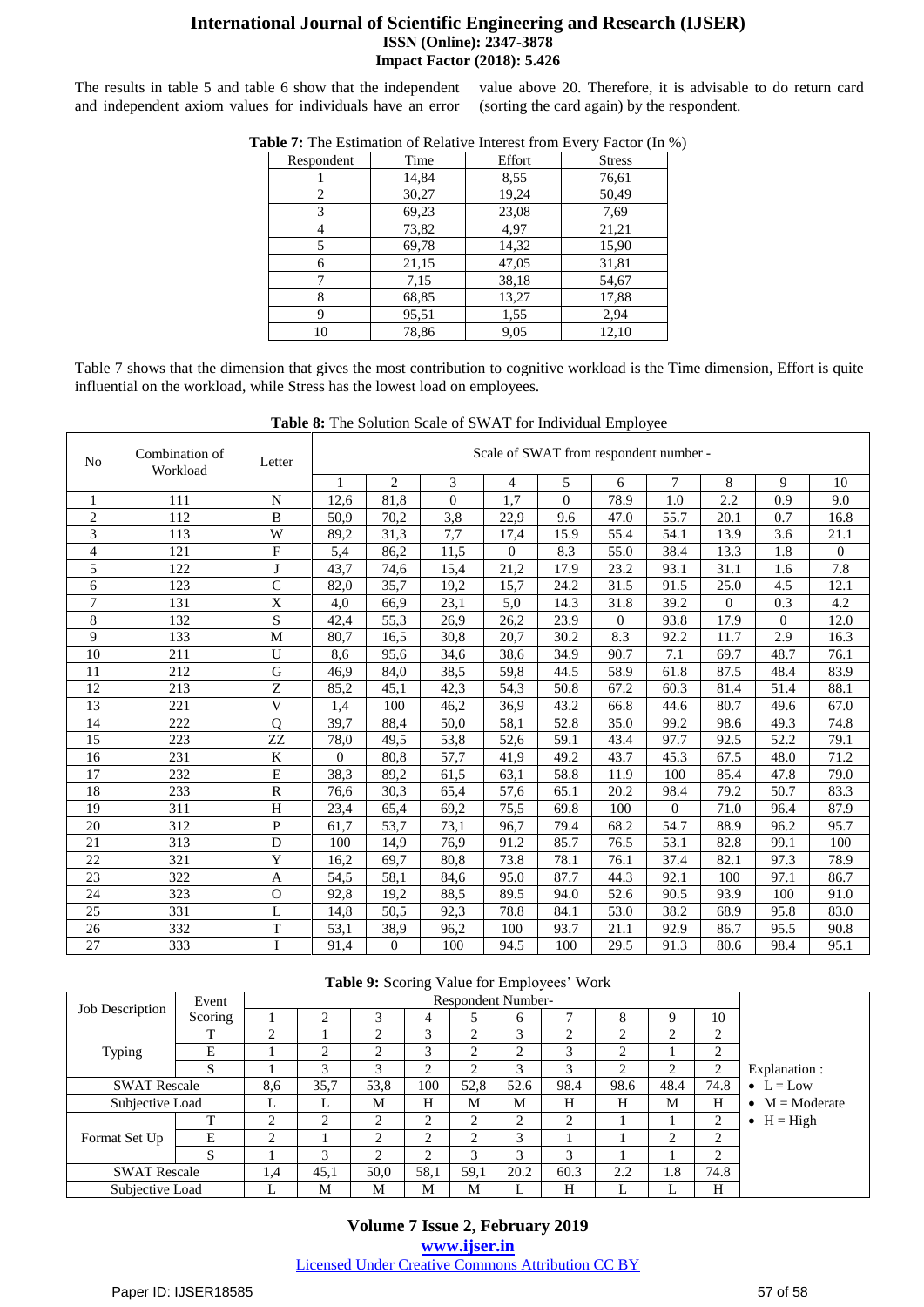The results in table 5 and table 6 show that the independent and independent axiom values for individuals have an error value above 20. Therefore, it is advisable to do return card (sorting the card again) by the respondent.

**Table 7:** The Estimation of Relative Interest from Every Factor (In %)

| Respondent | Time | Effort | Stress |
|---|---|---|---|
| 1 | 14,84 | 8,55 | 76,61 |
| 2 | 30,27 | 19,24 | 50,49 |
| 3 | 69,23 | 23,08 | 7,69 |
| 4 | 73,82 | 4,97 | 21,21 |
| 5 | 69,78 | 14,32 | 15,90 |
| 6 | 21,15 | 47,05 | 31,81 |
| 7 | 7,15 | 38,18 | 54,67 |
| 8 | 68,85 | 13,27 | 17,88 |
| 9 | 95,51 | 1,55 | 2,94 |
| 10 | 78,86 | 9,05 | 12,10 |

Table 7 shows that the dimension that gives the most contribution to cognitive workload is the Time dimension, Effort is quite influential on the workload, while Stress has the lowest load on employees.

**Table 8:** The Solution Scale of SWAT for Individual Employee

| No | Combination of Workload | Letter | Scale of SWAT from respondent number - | | | | | | | | | |
|---|---|---|---|---|---|---|---|---|---|---|---|---|
| | | | 1 | 2 | 3 | 4 | 5 | 6 | 7 | 8 | 9 | 10 |
| 1 | 111 | N | 12,6 | 81,8 | 0 | 1,7 | 0 | 78.9 | 1.0 | 2.2 | 0.9 | 9.0 |
| 2 | 112 | B | 50,9 | 70,2 | 3,8 | 22,9 | 9.6 | 47.0 | 55.7 | 20.1 | 0.7 | 16.8 |
| 3 | 113 | W | 89,2 | 31,3 | 7,7 | 17,4 | 15.9 | 55.4 | 54.1 | 13.9 | 3.6 | 21.1 |
| 4 | 121 | F | 5,4 | 86,2 | 11,5 | 0 | 8.3 | 55.0 | 38.4 | 13.3 | 1.8 | 0 |
| 5 | 122 | J | 43,7 | 74,6 | 15,4 | 21,2 | 17.9 | 23.2 | 93.1 | 31.1 | 1.6 | 7.8 |
| 6 | 123 | C | 82,0 | 35,7 | 19,2 | 15,7 | 24.2 | 31.5 | 91.5 | 25.0 | 4.5 | 12.1 |
| 7 | 131 | X | 4,0 | 66,9 | 23,1 | 5,0 | 14.3 | 31.8 | 39.2 | 0 | 0.3 | 4.2 |
| 8 | 132 | S | 42,4 | 55,3 | 26,9 | 26,2 | 23.9 | 0 | 93.8 | 17.9 | 0 | 12.0 |
| 9 | 133 | M | 80,7 | 16,5 | 30,8 | 20,7 | 30.2 | 8.3 | 92.2 | 11.7 | 2.9 | 16.3 |
| 10 | 211 | U | 8,6 | 95,6 | 34,6 | 38,6 | 34.9 | 90.7 | 7.1 | 69.7 | 48.7 | 76.1 |
| 11 | 212 | G | 46,9 | 84,0 | 38,5 | 59,8 | 44.5 | 58.9 | 61.8 | 87.5 | 48.4 | 83.9 |
| 12 | 213 | Z | 85,2 | 45,1 | 42,3 | 54,3 | 50.8 | 67.2 | 60.3 | 81.4 | 51.4 | 88.1 |
| 13 | 221 | V | 1,4 | 100 | 46,2 | 36,9 | 43.2 | 66.8 | 44.6 | 80.7 | 49.6 | 67.0 |
| 14 | 222 | Q | 39,7 | 88,4 | 50,0 | 58,1 | 52.8 | 35.0 | 99.2 | 98.6 | 49.3 | 74.8 |
| 15 | 223 | ZZ | 78,0 | 49,5 | 53,8 | 52,6 | 59.1 | 43.4 | 97.7 | 92.5 | 52.2 | 79.1 |
| 16 | 231 | K | 0 | 80,8 | 57,7 | 41,9 | 49.2 | 43.7 | 45.3 | 67.5 | 48.0 | 71.2 |
| 17 | 232 | E | 38,3 | 89,2 | 61,5 | 63,1 | 58.8 | 11.9 | 100 | 85.4 | 47.8 | 79.0 |
| 18 | 233 | R | 76,6 | 30,3 | 65,4 | 57,6 | 65.1 | 20.2 | 98.4 | 79.2 | 50.7 | 83.3 |
| 19 | 311 | H | 23,4 | 65,4 | 69,2 | 75,5 | 69.8 | 100 | 0 | 71.0 | 96.4 | 87.9 |
| 20 | 312 | P | 61,7 | 53,7 | 73,1 | 96,7 | 79.4 | 68.2 | 54.7 | 88.9 | 96.2 | 95.7 |
| 21 | 313 | D | 100 | 14,9 | 76,9 | 91.2 | 85.7 | 76.5 | 53.1 | 82.8 | 99.1 | 100 |
| 22 | 321 | Y | 16,2 | 69,7 | 80,8 | 73.8 | 78.1 | 76.1 | 37.4 | 82.1 | 97.3 | 78.9 |
| 23 | 322 | A | 54,5 | 58,1 | 84,6 | 95.0 | 87.7 | 44.3 | 92.1 | 100 | 97.1 | 86.7 |
| 24 | 323 | O | 92,8 | 19,2 | 88,5 | 89.5 | 94.0 | 52.6 | 90.5 | 93.9 | 100 | 91.0 |
| 25 | 331 | L | 14,8 | 50,5 | 92,3 | 78.8 | 84.1 | 53.0 | 38.2 | 68.9 | 95.8 | 83.0 |
| 26 | 332 | T | 53,1 | 38,9 | 96,2 | 100 | 93.7 | 21.1 | 92.9 | 86.7 | 95.5 | 90.8 |
| 27 | 333 | I | 91,4 | 0 | 100 | 94.5 | 100 | 29.5 | 91.3 | 80.6 | 98.4 | 95.1 |

**Table 9:** Scoring Value for Employees' Work

| Job Description | Event Scoring | Respondent Number- | | | | | | | | | |
|---|---|---|---|---|---|---|---|---|---|---|---|
| | | 1 | 2 | 3 | 4 | 5 | 6 | 7 | 8 | 9 | 10 |
| Typing | T | 2 | 1 | 2 | 3 | 2 | 3 | 2 | 2 | 2 | 2 |
| | E | 1 | 2 | 2 | 3 | 2 | 2 | 3 | 2 | 1 | 2 |
| | S | 1 | 3 | 3 | 2 | 2 | 3 | 3 | 2 | 2 | 2 |
| SWAT Rescale | | 8,6 | 35,7 | 53,8 | 100 | 52,8 | 52.6 | 98.4 | 98.6 | 48.4 | 74.8 |
| Subjective Load | | L | L | M | H | M | M | H | H | M | H |
| Format Set Up | T | 2 | 2 | 2 | 2 | 2 | 2 | 2 | 1 | 1 | 2 |
| | E | 2 | 1 | 2 | 2 | 2 | 3 | 1 | 1 | 2 | 2 |
| | S | 1 | 3 | 2 | 2 | 3 | 3 | 3 | 1 | 1 | 2 |
| SWAT Rescale | | 1,4 | 45,1 | 50,0 | 58,1 | 59,1 | 20.2 | 60.3 | 2.2 | 1.8 | 74.8 |
| Subjective Load | | L | M | M | M | M | L | H | L | L | H |

Explanation :

- L = Low
- M = Moderate
- H = High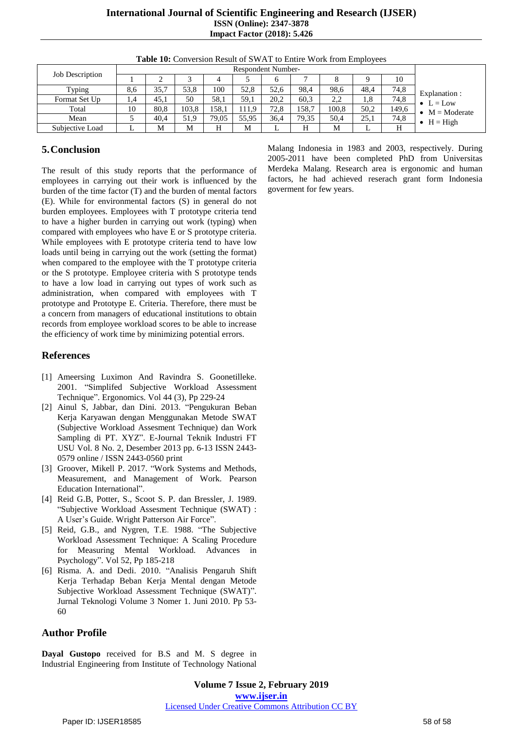**Table 10:** Conversion Result of SWAT to Entire Work from Employees

| Job Description | Respondent Number- | | | | | | | | | | |
|---|---|---|---|---|---|---|---|---|---|---|---|
| | 1 | 2 | 3 | 4 | 5 | 6 | 7 | 8 | 9 | 10 | |
| Typing | 8,6 | 35,7 | 53,8 | 100 | 52,8 | 52,6 | 98,4 | 98,6 | 48,4 | 74,8 | Explanation : |
| Format Set Up | 1,4 | 45,1 | 50 | 58,1 | 59,1 | 20,2 | 60,3 | 2,2 | 1,8 | 74,8 | • L = Low |
| Total | 10 | 80,8 | 103,8 | 158,1 | 111,9 | 72,8 | 158,7 | 100,8 | 50,2 | 149,6 | • M = Moderate |
| Mean | 5 | 40,4 | 51,9 | 79,05 | 55,95 | 36,4 | 79,35 | 50,4 | 25,1 | 74,8 | • H = High |
| Subjective Load | L | M | M | H | M | L | H | M | L | H | |

## 5. Conclusion

The result of this study reports that the performance of employees in carrying out their work is influenced by the burden of the time factor (T) and the burden of mental factors (E). While for environmental factors (S) in general do not burden employees. Employees with T prototype criteria tend to have a higher burden in carrying out work (typing) when compared with employees who have E or S prototype criteria. While employees with E prototype criteria tend to have low loads until being in carrying out the work (setting the format) when compared to the employee with the T prototype criteria or the S prototype. Employee criteria with S prototype tends to have a low load in carrying out types of work such as administration, when compared with employees with T prototype and Prototype E. Criteria. Therefore, there must be a concern from managers of educational institutions to obtain records from employee workload scores to be able to increase the efficiency of work time by minimizing potential errors.

## References

[1] Ameersing Luximon And Ravindra S. Goonetilleke. 2001. "Simplifed Subjective Workload Assessment Technique". Ergonomics. Vol 44 (3), Pp 229-24

[2] Ainul S, Jabbar, dan Dini. 2013. "Pengukuran Beban Kerja Karyawan dengan Menggunakan Metode SWAT (Subjective Workload Assesment Technique) dan Work Sampling di PT. XYZ". E-Journal Teknik Industri FT USU Vol. 8 No. 2, Desember 2013 pp. 6-13 ISSN 2443-0579 online / ISSN 2443-0560 print

[3] Groover, Mikell P. 2017. "Work Systems and Methods, Measurement, and Management of Work. Pearson Education International".

[4] Reid G.B, Potter, S., Scoot S. P. dan Bressler, J. 1989. "Subjective Workload Assesment Technique (SWAT) : A User's Guide. Wright Patterson Air Force".

[5] Reid, G.B., and Nygren, T.E. 1988. "The Subjective Workload Assessment Technique: A Scaling Procedure for Measuring Mental Workload. Advances in Psychology". Vol 52, Pp 185-218

[6] Risma. A. and Dedi. 2010. "Analisis Pengaruh Shift Kerja Terhadap Beban Kerja Mental dengan Metode Subjective Workload Assessment Technique (SWAT)". Jurnal Teknologi Volume 3 Nomer 1. Juni 2010. Pp 53-60

## Author Profile

**Dayal Gustopo** received for B.S and M. S degree in Industrial Engineering from Institute of Technology National Malang Indonesia in 1983 and 2003, respectively. During 2005-2011 have been completed PhD from Universitas Merdeka Malang. Research area is ergonomic and human factors, he had achieved reserach grant form Indonesia goverment for few years.